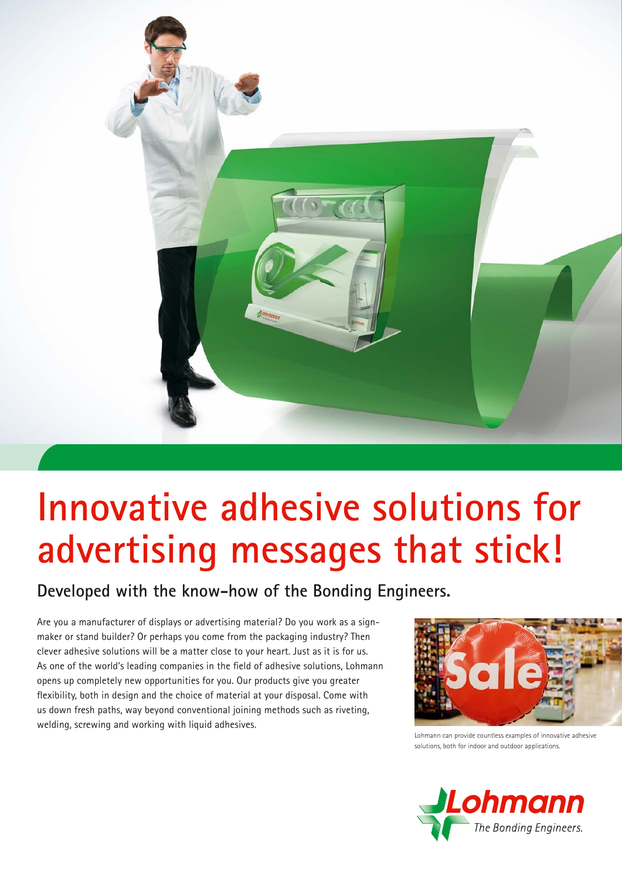# Innovative adhesive solutions for advertising messages that stick!

## Developed with the know-how of the Bonding Engineers.

Are you a manufacturer of displays or advertising material? Do you work as a sign-maker or stand builder? Or perhaps you come from the packaging industry? Then clever adhesive solutions will be a matter close to your heart. Just as it is for us. As one of the world's leading companies in the field of adhesive solutions, Lohmann opens up completely new opportunities for you. Our products give you greater flexibility, both in design and the choice of material at your disposal. Come with us down fresh paths, way beyond conventional joining methods such as riveting, welding, screwing and working with liquid adhesives.

Lohmann can provide countless examples of innovative adhesive solutions, both for indoor and outdoor applications.

Lohmann
*The Bonding Engineers.*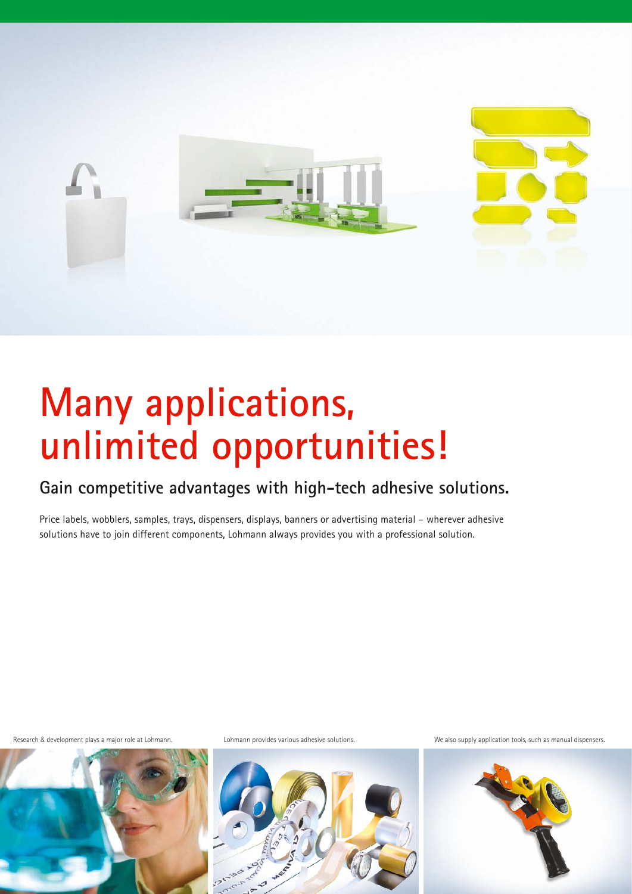# Many applications, unlimited opportunities!

## Gain competitive advantages with high-tech adhesive solutions.

Price labels, wobblers, samples, trays, dispensers, displays, banners or advertising material – wherever adhesive solutions have to join different components, Lohmann always provides you with a professional solution.

Research & development plays a major role at Lohmann.

Lohmann provides various adhesive solutions.

We also supply application tools, such as manual dispensers.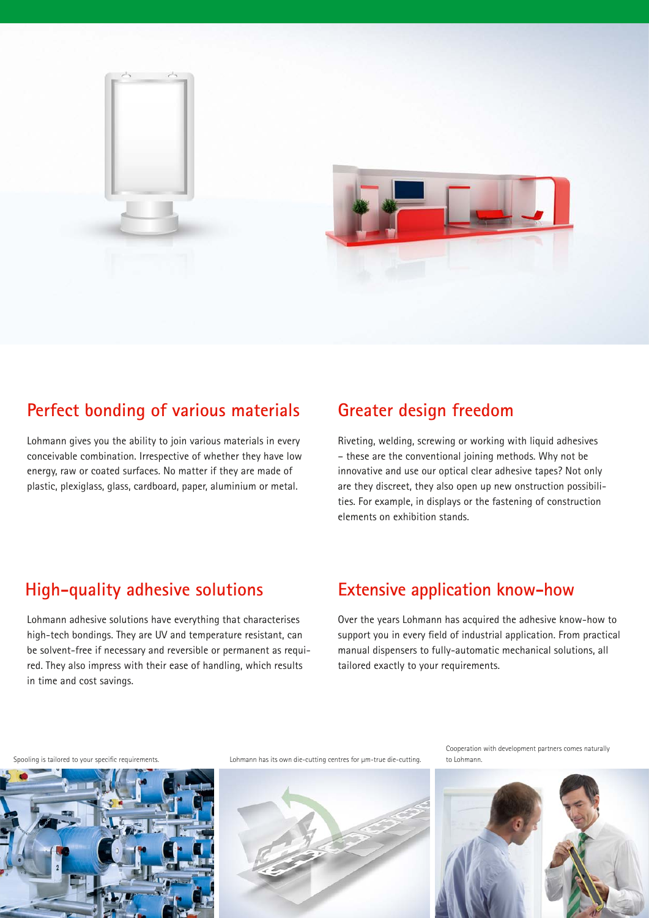## Perfect bonding of various materials

Lohmann gives you the ability to join various materials in every conceivable combination. Irrespective of whether they have low energy, raw or coated surfaces. No matter if they are made of plastic, plexiglass, glass, cardboard, paper, aluminium or metal.

## Greater design freedom

Riveting, welding, screwing or working with liquid adhesives – these are the conventional joining methods. Why not be innovative and use our optical clear adhesive tapes? Not only are they discreet, they also open up new onstruction possibilities. For example, in displays or the fastening of construction elements on exhibition stands.

## High-quality adhesive solutions

Lohmann adhesive solutions have everything that characterises high-tech bondings. They are UV and temperature resistant, can be solvent-free if necessary and reversible or permanent as required. They also impress with their ease of handling, which results in time and cost savings.

## Extensive application know-how

Over the years Lohmann has acquired the adhesive know-how to support you in every field of industrial application. From practical manual dispensers to fully-automatic mechanical solutions, all tailored exactly to your requirements.

Spooling is tailored to your specific requirements.

Lohmann has its own die-cutting centres for µm-true die-cutting.

Cooperation with development partners comes naturally to Lohmann.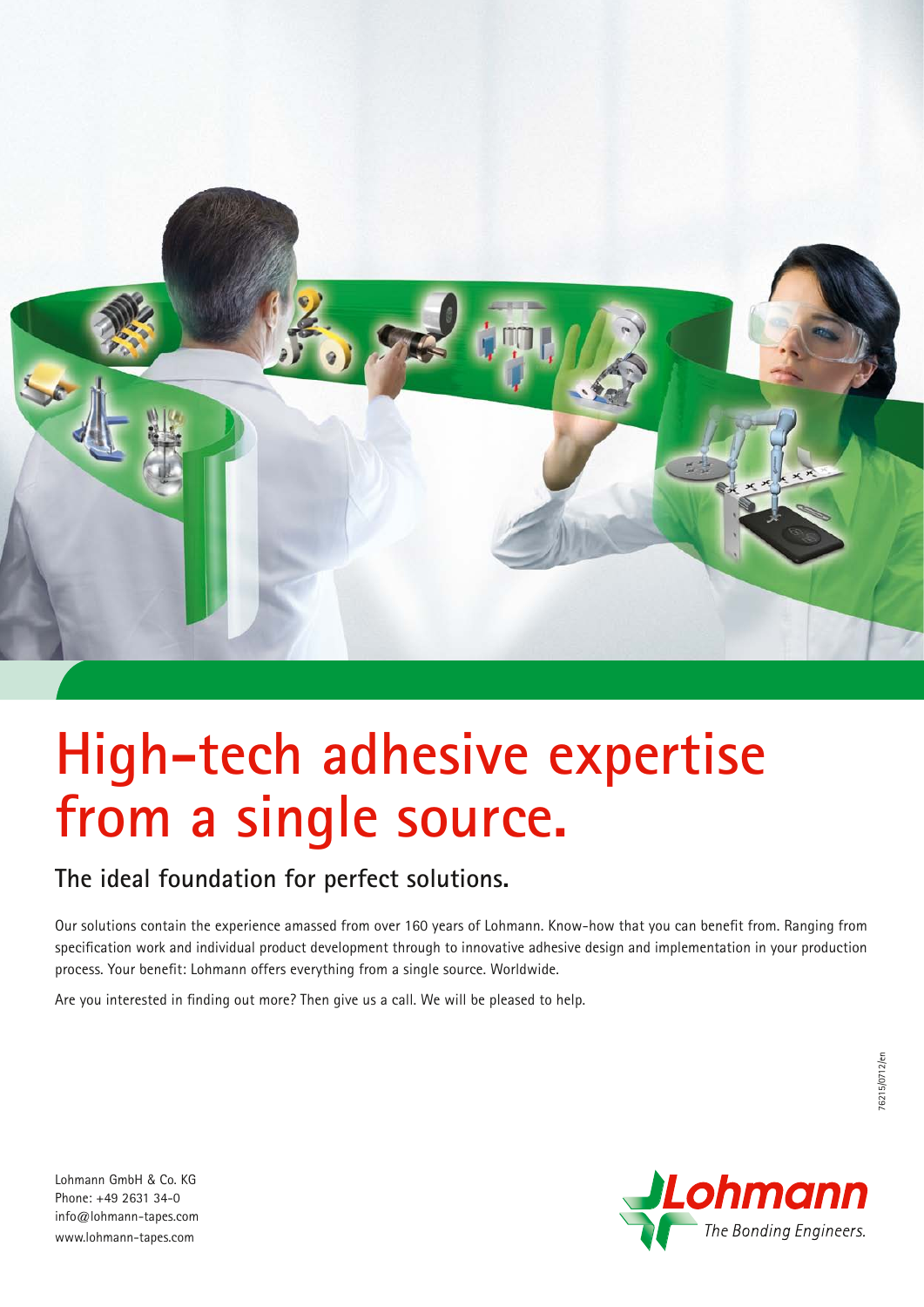# High-tech adhesive expertise from a single source.

## The ideal foundation for perfect solutions.

Our solutions contain the experience amassed from over 160 years of Lohmann. Know-how that you can benefit from. Ranging from specification work and individual product development through to innovative adhesive design and implementation in your production process. Your benefit: Lohmann offers everything from a single source. Worldwide.

Are you interested in finding out more? Then give us a call. We will be pleased to help.

76215/0712/en

Lohmann GmbH & Co. KG
Phone: +49 2631 34-0
info@lohmann-tapes.com
www.lohmann-tapes.com

Lohmann
*The Bonding Engineers.*